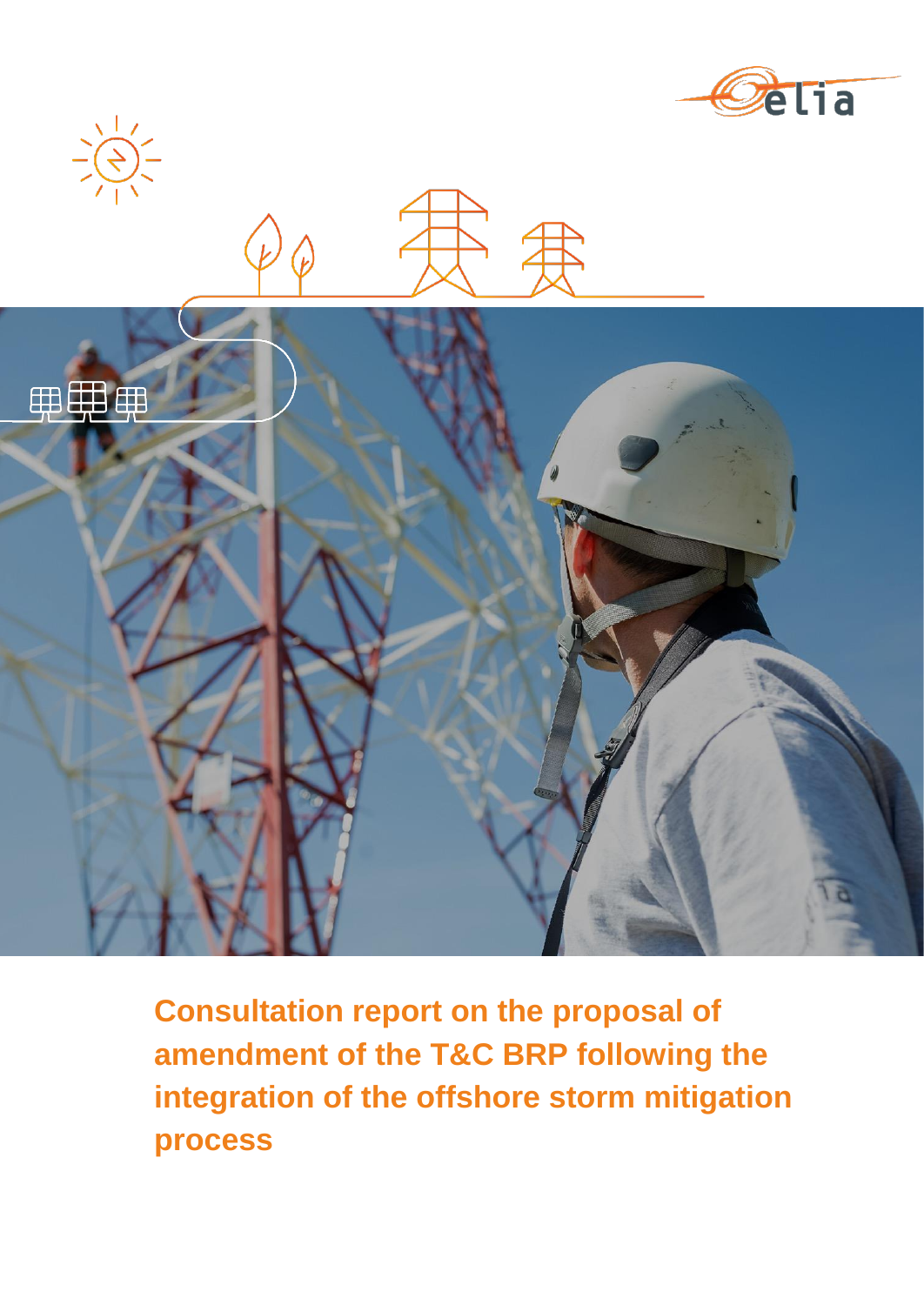# Consultation report on the proposal of amendment of the T&C BRP following the integration of the offshore storm mitigation process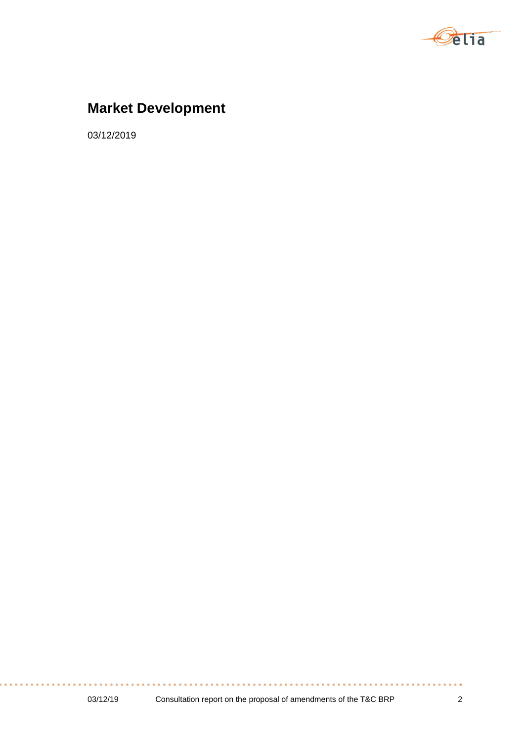# Market Development

03/12/2019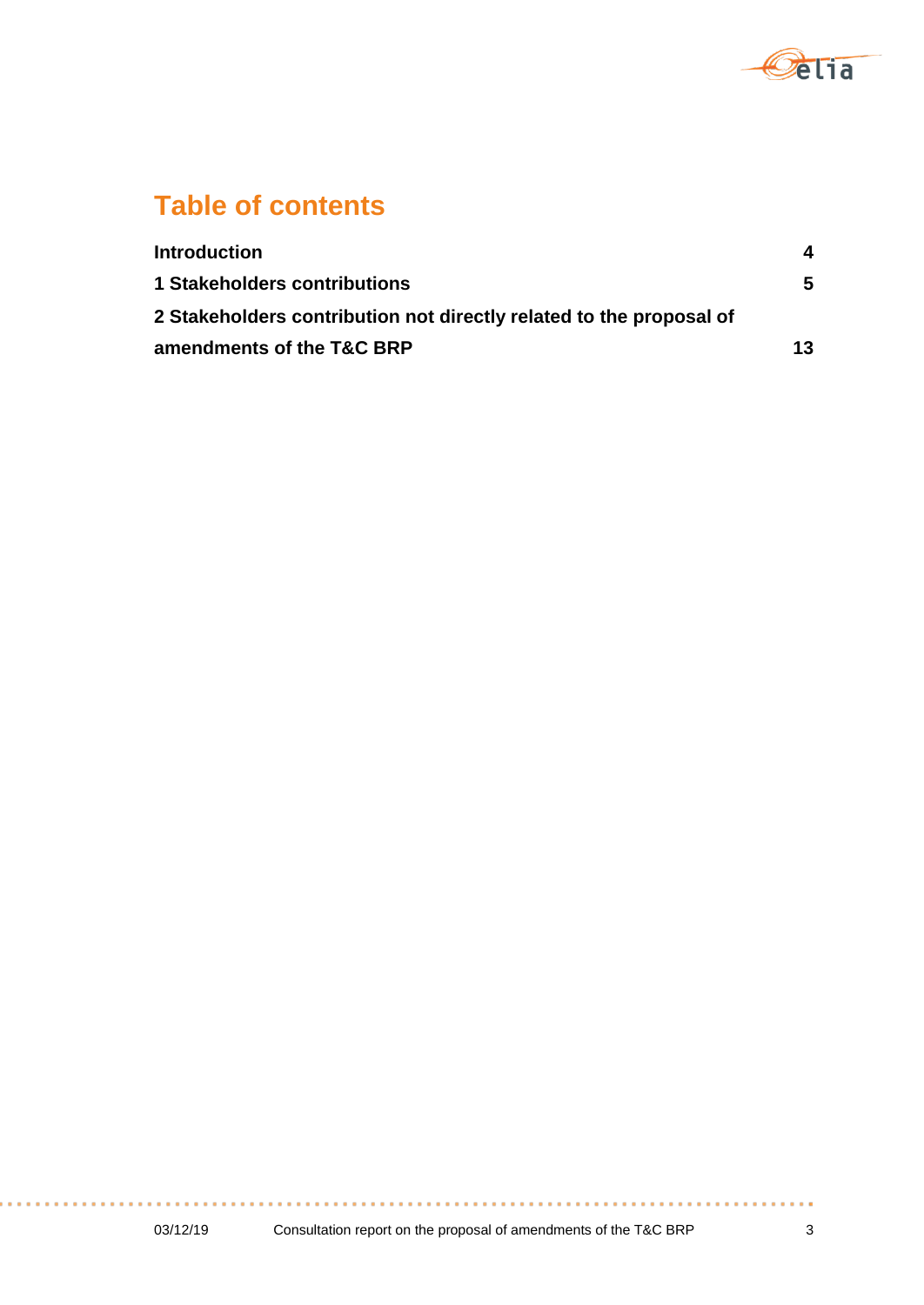# Table of contents

| | |
|---|---|
| **Introduction** | **4** |
| **1 Stakeholders contributions** | **5** |
| **2 Stakeholders contribution not directly related to the proposal of amendments of the T&C BRP** | **13** |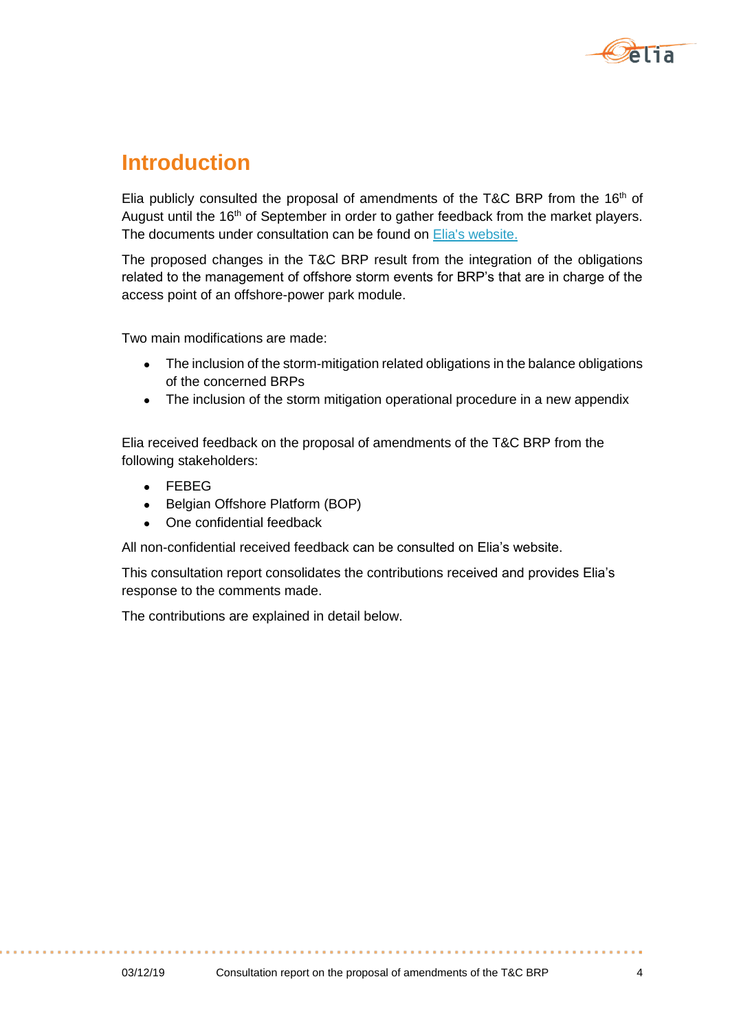# Introduction

Elia publicly consulted the proposal of amendments of the T&C BRP from the 16th of August until the 16th of September in order to gather feedback from the market players. The documents under consultation can be found on [Elia's website.](#)

The proposed changes in the T&C BRP result from the integration of the obligations related to the management of offshore storm events for BRP's that are in charge of the access point of an offshore-power park module.

Two main modifications are made:

- The inclusion of the storm-mitigation related obligations in the balance obligations of the concerned BRPs
- The inclusion of the storm mitigation operational procedure in a new appendix

Elia received feedback on the proposal of amendments of the T&C BRP from the following stakeholders:

- FEBEG
- Belgian Offshore Platform (BOP)
- One confidential feedback

All non-confidential received feedback can be consulted on Elia's website.

This consultation report consolidates the contributions received and provides Elia's response to the comments made.

The contributions are explained in detail below.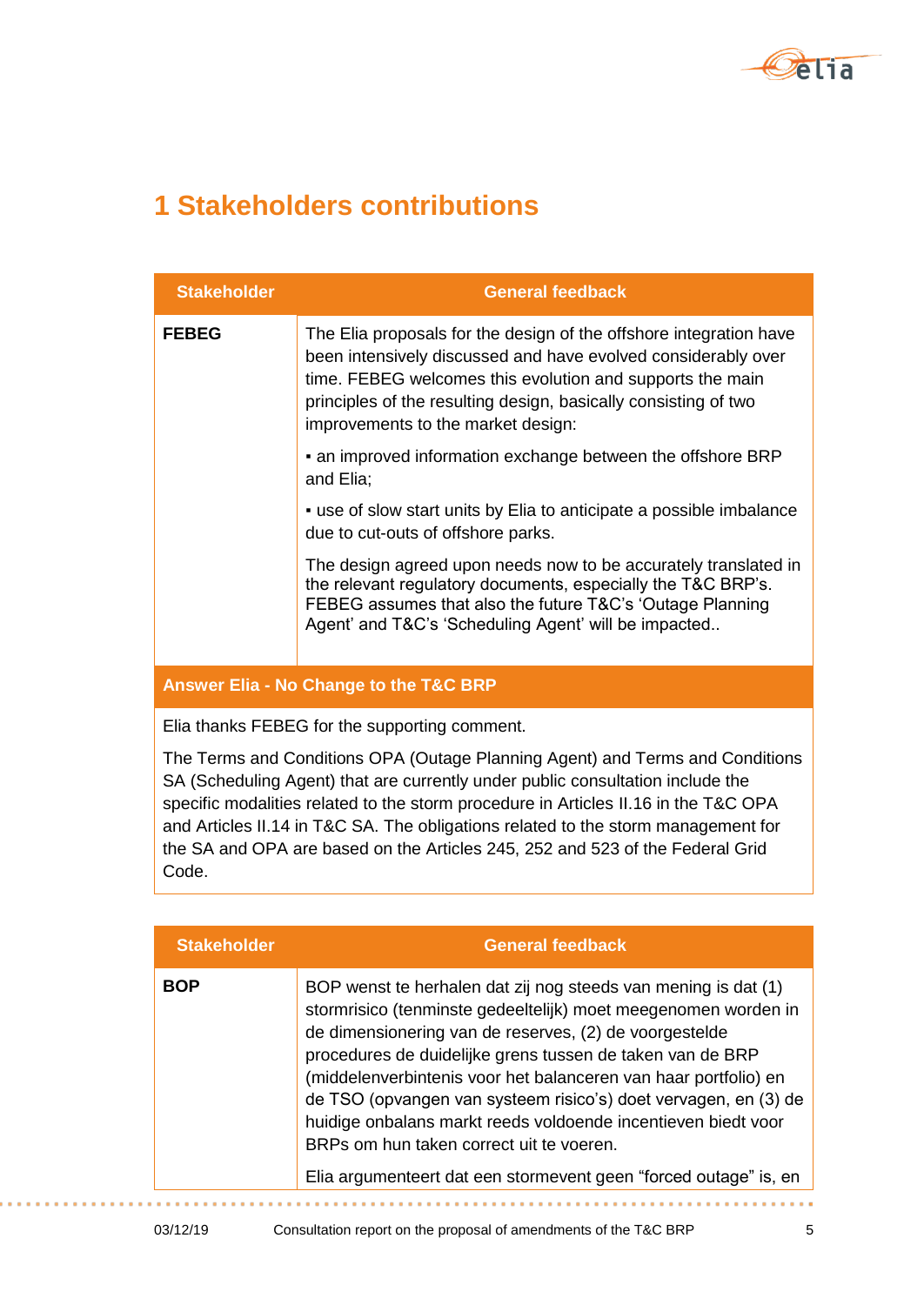# 1 Stakeholders contributions

| Stakeholder | General feedback |
|---|---|
| **FEBEG** | The Elia proposals for the design of the offshore integration have been intensively discussed and have evolved considerably over time. FEBEG welcomes this evolution and supports the main principles of the resulting design, basically consisting of two improvements to the market design:<br><br>▪ an improved information exchange between the offshore BRP and Elia;<br><br>▪ use of slow start units by Elia to anticipate a possible imbalance due to cut-outs of offshore parks.<br><br>The design agreed upon needs now to be accurately translated in the relevant regulatory documents, especially the T&C BRP's. FEBEG assumes that also the future T&C's 'Outage Planning Agent' and T&C's 'Scheduling Agent' will be impacted.. |

**Answer Elia - No Change to the T&C BRP**

Elia thanks FEBEG for the supporting comment.

The Terms and Conditions OPA (Outage Planning Agent) and Terms and Conditions SA (Scheduling Agent) that are currently under public consultation include the specific modalities related to the storm procedure in Articles II.16 in the T&C OPA and Articles II.14 in T&C SA. The obligations related to the storm management for the SA and OPA are based on the Articles 245, 252 and 523 of the Federal Grid Code.

| Stakeholder | General feedback |
|---|---|
| **BOP** | BOP wenst te herhalen dat zij nog steeds van mening is dat (1) stormrisico (tenminste gedeeltelijk) moet meegenomen worden in de dimensionering van de reserves, (2) de voorgestelde procedures de duidelijke grens tussen de taken van de BRP (middelenverbintenis voor het balanceren van haar portfolio) en de TSO (opvangen van systeem risico's) doet vervagen, en (3) de huidige onbalans markt reeds voldoende incentieven biedt voor BRPs om hun taken correct uit te voeren.<br><br>Elia argumenteert dat een stormevent geen "forced outage" is, en |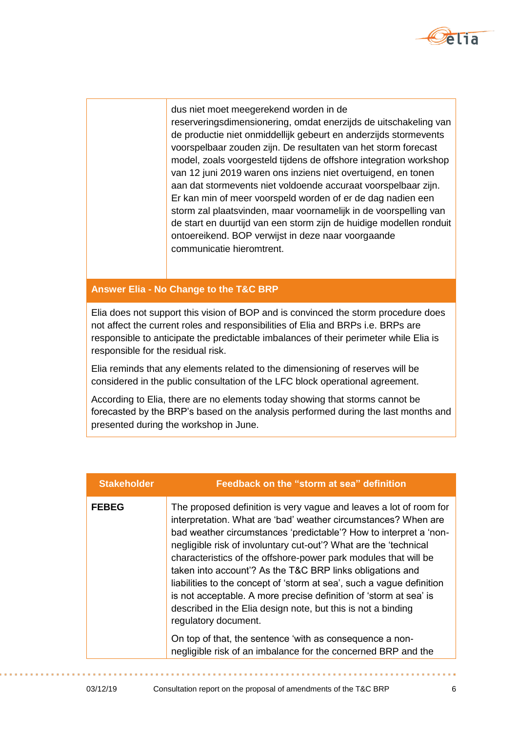| | |
|---|---|
| | dus niet moet meegerekend worden in de reserveringsdimensionering, omdat enerzijds de uitschakeling van de productie niet onmiddellijk gebeurt en anderzijds stormevents voorspelbaar zouden zijn. De resultaten van het storm forecast model, zoals voorgesteld tijdens de offshore integration workshop van 12 juni 2019 waren ons inziens niet overtuigend, en tonen aan dat stormevents niet voldoende accuraat voorspelbaar zijn. Er kan min of meer voorspeld worden of er de dag nadien een storm zal plaatsvinden, maar voornamelijk in de voorspelling van de start en duurtijd van een storm zijn de huidige modellen ronduit ontoereikend. BOP verwijst in deze naar voorgaande communicatie hieromtrent. |

**Answer Elia - No Change to the T&C BRP**

Elia does not support this vision of BOP and is convinced the storm procedure does not affect the current roles and responsibilities of Elia and BRPs i.e. BRPs are responsible to anticipate the predictable imbalances of their perimeter while Elia is responsible for the residual risk.

Elia reminds that any elements related to the dimensioning of reserves will be considered in the public consultation of the LFC block operational agreement.

According to Elia, there are no elements today showing that storms cannot be forecasted by the BRP's based on the analysis performed during the last months and presented during the workshop in June.

| Stakeholder | Feedback on the "storm at sea" definition |
|---|---|
| **FEBEG** | The proposed definition is very vague and leaves a lot of room for interpretation. What are 'bad' weather circumstances? When are bad weather circumstances 'predictable'? How to interpret a 'non-negligible risk of involuntary cut-out'? What are the 'technical characteristics of the offshore-power park modules that will be taken into account'? As the T&C BRP links obligations and liabilities to the concept of 'storm at sea', such a vague definition is not acceptable. A more precise definition of 'storm at sea' is described in the Elia design note, but this is not a binding regulatory document.<br><br>On top of that, the sentence 'with as consequence a non-negligible risk of an imbalance for the concerned BRP and the |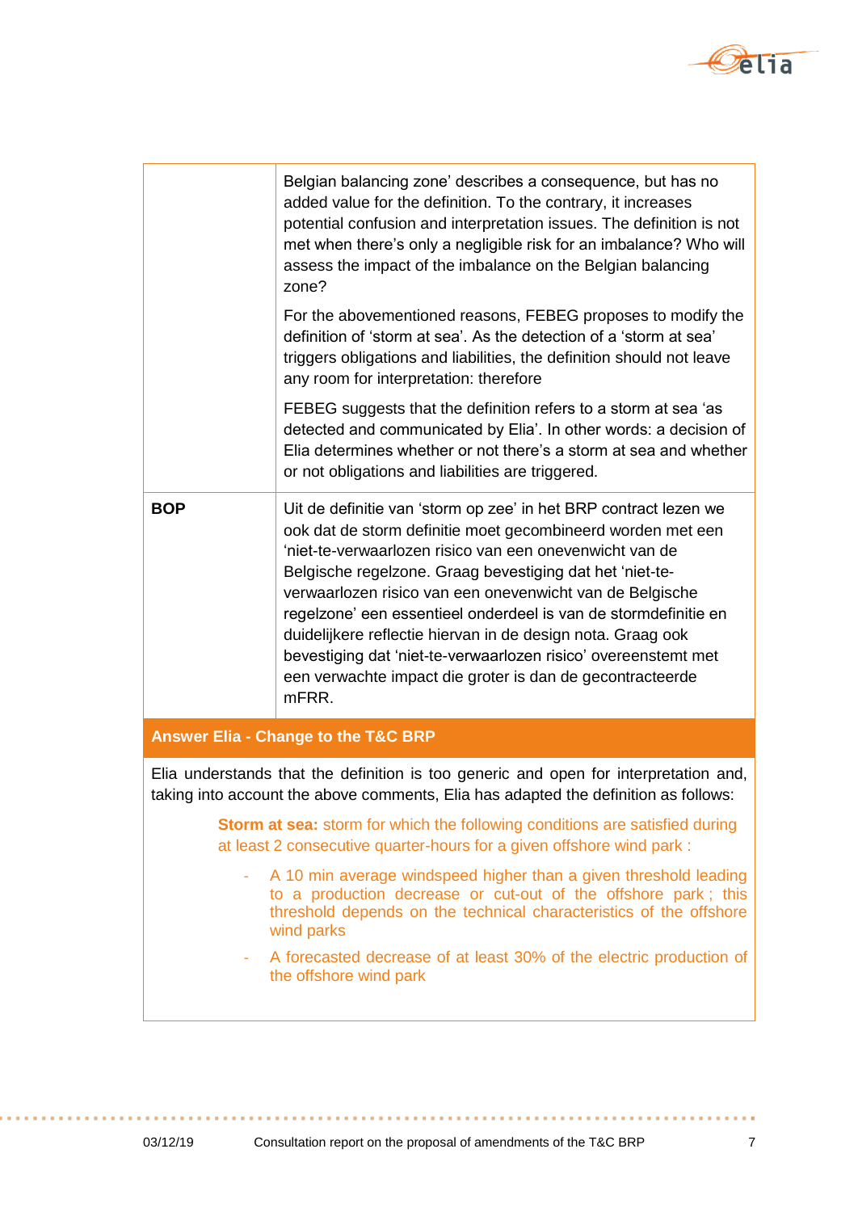| | |
|---|---|
| | Belgian balancing zone' describes a consequence, but has no added value for the definition. To the contrary, it increases potential confusion and interpretation issues. The definition is not met when there's only a negligible risk for an imbalance? Who will assess the impact of the imbalance on the Belgian balancing zone?<br><br>For the abovementioned reasons, FEBEG proposes to modify the definition of 'storm at sea'. As the detection of a 'storm at sea' triggers obligations and liabilities, the definition should not leave any room for interpretation: therefore<br><br>FEBEG suggests that the definition refers to a storm at sea 'as detected and communicated by Elia'. In other words: a decision of Elia determines whether or not there's a storm at sea and whether or not obligations and liabilities are triggered. |
| **BOP** | Uit de definitie van 'storm op zee' in het BRP contract lezen we ook dat de storm definitie moet gecombineerd worden met een 'niet-te-verwaarlozen risico van een onevenwicht van de Belgische regelzone. Graag bevestiging dat het 'niet-te-verwaarlozen risico van een onevenwicht van de Belgische regelzone' een essentieel onderdeel is van de stormdefinitie en duidelijkere reflectie hiervan in de design nota. Graag ook bevestiging dat 'niet-te-verwaarlozen risico' overeenstemt met een verwachte impact die groter is dan de gecontracteerde mFRR. |

**Answer Elia - Change to the T&C BRP**

Elia understands that the definition is too generic and open for interpretation and, taking into account the above comments, Elia has adapted the definition as follows:

> **Storm at sea:** storm for which the following conditions are satisfied during at least 2 consecutive quarter-hours for a given offshore wind park :
>
> - A 10 min average windspeed higher than a given threshold leading to a production decrease or cut-out of the offshore park ; this threshold depends on the technical characteristics of the offshore wind parks
> - A forecasted decrease of at least 30% of the electric production of the offshore wind park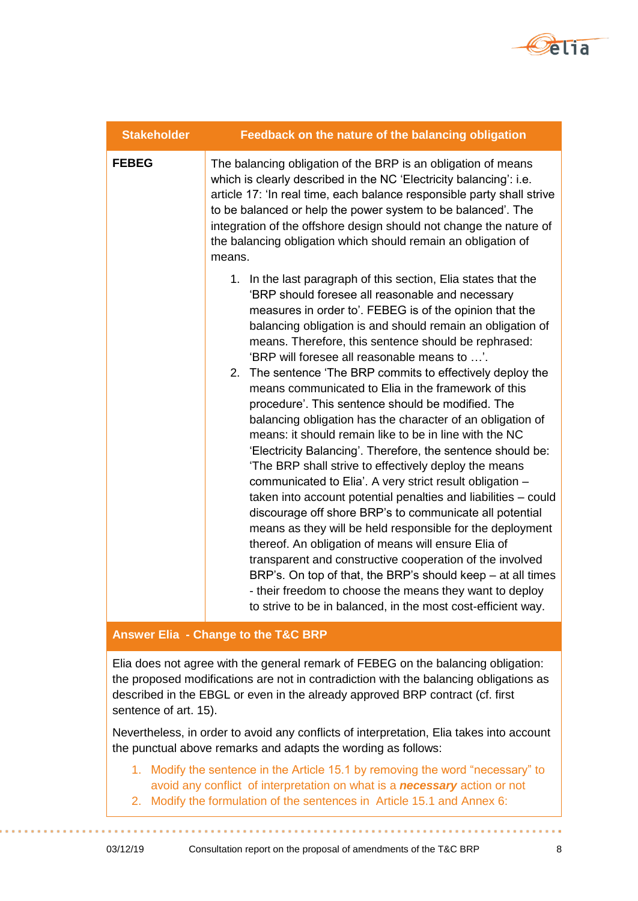| Stakeholder | Feedback on the nature of the balancing obligation |
|---|---|
| **FEBEG** | The balancing obligation of the BRP is an obligation of means which is clearly described in the NC 'Electricity balancing': i.e. article 17: 'In real time, each balance responsible party shall strive to be balanced or help the power system to be balanced'. The integration of the offshore design should not change the nature of the balancing obligation which should remain an obligation of means.<br><br>1. In the last paragraph of this section, Elia states that the 'BRP should foresee all reasonable and necessary measures in order to'. FEBEG is of the opinion that the balancing obligation is and should remain an obligation of means. Therefore, this sentence should be rephrased: 'BRP will foresee all reasonable means to …'.<br>2. The sentence 'The BRP commits to effectively deploy the means communicated to Elia in the framework of this procedure'. This sentence should be modified. The balancing obligation has the character of an obligation of means: it should remain like to be in line with the NC 'Electricity Balancing'. Therefore, the sentence should be: 'The BRP shall strive to effectively deploy the means communicated to Elia'. A very strict result obligation – taken into account potential penalties and liabilities – could discourage off shore BRP's to communicate all potential means as they will be held responsible for the deployment thereof. An obligation of means will ensure Elia of transparent and constructive cooperation of the involved BRP's. On top of that, the BRP's should keep – at all times - their freedom to choose the means they want to deploy to strive to be in balanced, in the most cost-efficient way. |

**Answer Elia - Change to the T&C BRP**

Elia does not agree with the general remark of FEBEG on the balancing obligation: the proposed modifications are not in contradiction with the balancing obligations as described in the EBGL or even in the already approved BRP contract (cf. first sentence of art. 15).

Nevertheless, in order to avoid any conflicts of interpretation, Elia takes into account the punctual above remarks and adapts the wording as follows:

1. Modify the sentence in the Article 15.1 by removing the word "necessary" to avoid any conflict of interpretation on what is a ***necessary*** action or not
2. Modify the formulation of the sentences in Article 15.1 and Annex 6: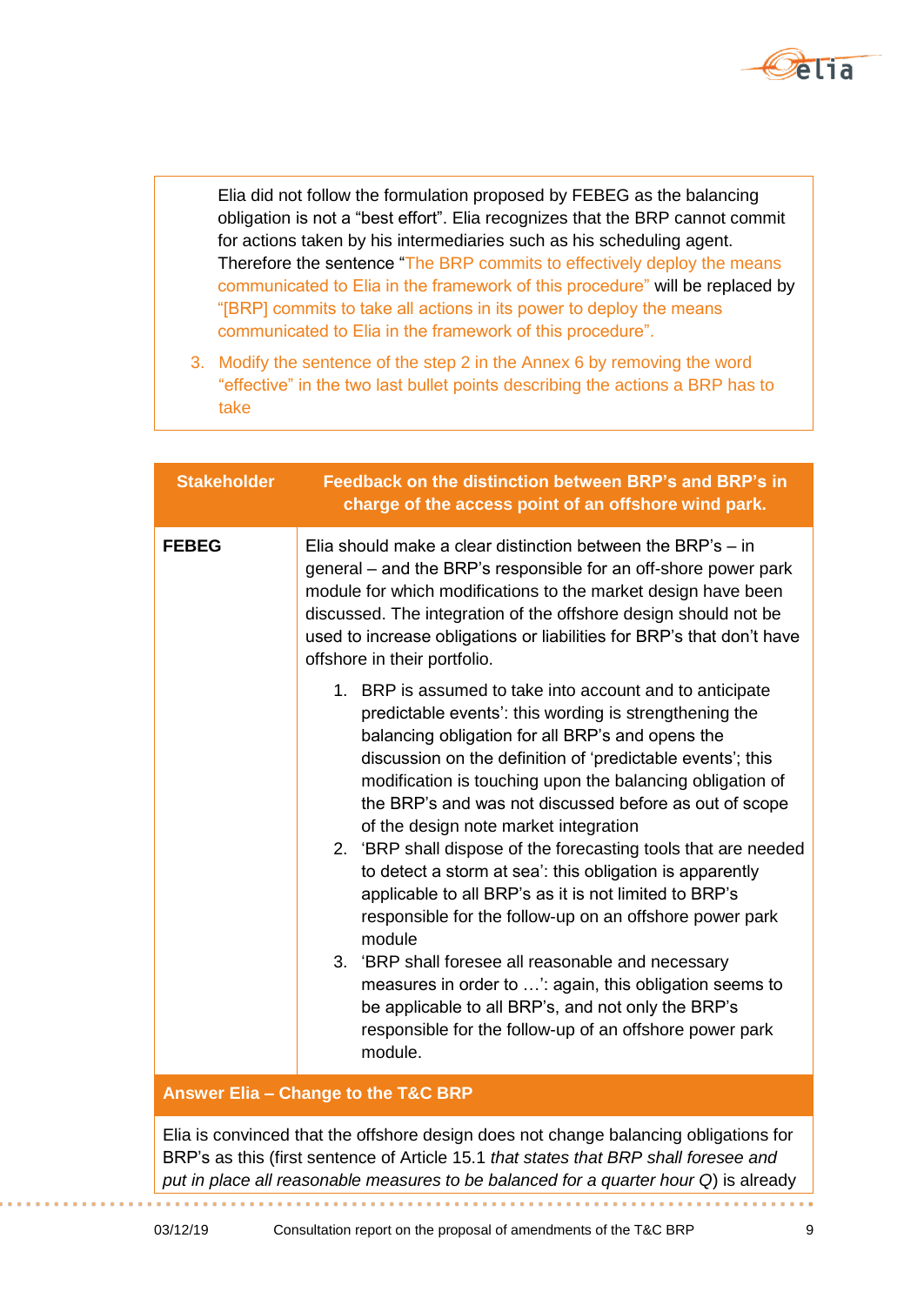Elia did not follow the formulation proposed by FEBEG as the balancing obligation is not a "best effort". Elia recognizes that the BRP cannot commit for actions taken by his intermediaries such as his scheduling agent. Therefore the sentence "The BRP commits to effectively deploy the means communicated to Elia in the framework of this procedure" will be replaced by "[BRP] commits to take all actions in its power to deploy the means communicated to Elia in the framework of this procedure".

3. Modify the sentence of the step 2 in the Annex 6 by removing the word "effective" in the two last bullet points describing the actions a BRP has to take

| Stakeholder | Feedback on the distinction between BRP's and BRP's in charge of the access point of an offshore wind park. |
|---|---|
| **FEBEG** | Elia should make a clear distinction between the BRP's – in general – and the BRP's responsible for an off-shore power park module for which modifications to the market design have been discussed. The integration of the offshore design should not be used to increase obligations or liabilities for BRP's that don't have offshore in their portfolio.<br><br>1. BRP is assumed to take into account and to anticipate predictable events': this wording is strengthening the balancing obligation for all BRP's and opens the discussion on the definition of 'predictable events'; this modification is touching upon the balancing obligation of the BRP's and was not discussed before as out of scope of the design note market integration<br>2. 'BRP shall dispose of the forecasting tools that are needed to detect a storm at sea': this obligation is apparently applicable to all BRP's as it is not limited to BRP's responsible for the follow-up on an offshore power park module<br>3. 'BRP shall foresee all reasonable and necessary measures in order to …': again, this obligation seems to be applicable to all BRP's, and not only the BRP's responsible for the follow-up of an offshore power park module. |

**Answer Elia – Change to the T&C BRP**

Elia is convinced that the offshore design does not change balancing obligations for BRP's as this (first sentence of Article 15.1 *that states that BRP shall foresee and put in place all reasonable measures to be balanced for a quarter hour Q*) is already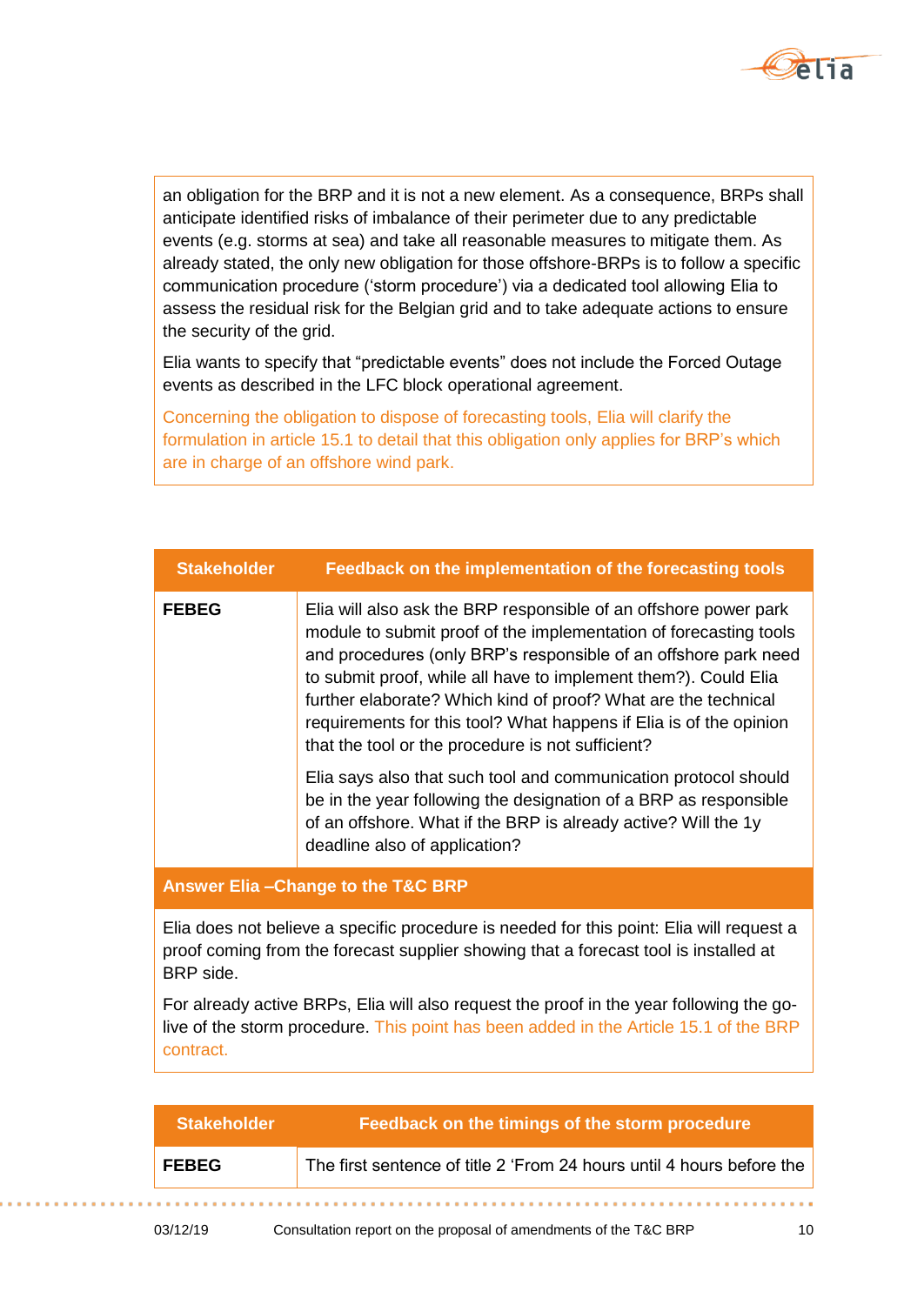an obligation for the BRP and it is not a new element. As a consequence, BRPs shall anticipate identified risks of imbalance of their perimeter due to any predictable events (e.g. storms at sea) and take all reasonable measures to mitigate them. As already stated, the only new obligation for those offshore-BRPs is to follow a specific communication procedure ('storm procedure') via a dedicated tool allowing Elia to assess the residual risk for the Belgian grid and to take adequate actions to ensure the security of the grid.

Elia wants to specify that "predictable events" does not include the Forced Outage events as described in the LFC block operational agreement.

Concerning the obligation to dispose of forecasting tools, Elia will clarify the formulation in article 15.1 to detail that this obligation only applies for BRP's which are in charge of an offshore wind park.

| Stakeholder | Feedback on the implementation of the forecasting tools |
|---|---|
| **FEBEG** | Elia will also ask the BRP responsible of an offshore power park module to submit proof of the implementation of forecasting tools and procedures (only BRP's responsible of an offshore park need to submit proof, while all have to implement them?). Could Elia further elaborate? Which kind of proof? What are the technical requirements for this tool? What happens if Elia is of the opinion that the tool or the procedure is not sufficient?<br><br>Elia says also that such tool and communication protocol should be in the year following the designation of a BRP as responsible of an offshore. What if the BRP is already active? Will the 1y deadline also of application? |

**Answer Elia –Change to the T&C BRP**

Elia does not believe a specific procedure is needed for this point: Elia will request a proof coming from the forecast supplier showing that a forecast tool is installed at BRP side.

For already active BRPs, Elia will also request the proof in the year following the go-live of the storm procedure. This point has been added in the Article 15.1 of the BRP contract.

| Stakeholder | Feedback on the timings of the storm procedure |
|---|---|
| **FEBEG** | The first sentence of title 2 'From 24 hours until 4 hours before the |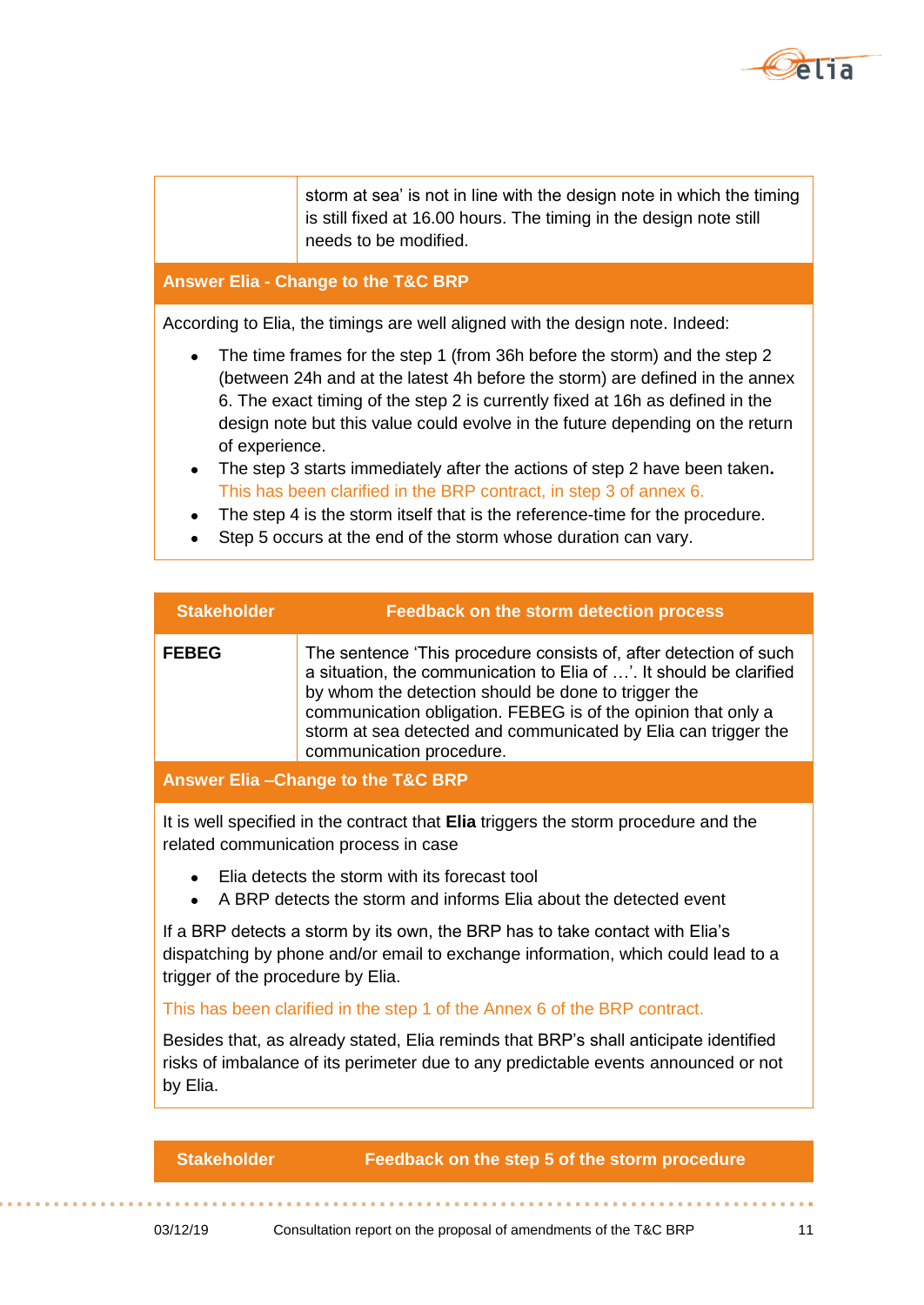| | |
|---|---|
| | storm at sea' is not in line with the design note in which the timing is still fixed at 16.00 hours. The timing in the design note still needs to be modified. |

**Answer Elia - Change to the T&C BRP**

According to Elia, the timings are well aligned with the design note. Indeed:

- The time frames for the step 1 (from 36h before the storm) and the step 2 (between 24h and at the latest 4h before the storm) are defined in the annex 6. The exact timing of the step 2 is currently fixed at 16h as defined in the design note but this value could evolve in the future depending on the return of experience.
- The step 3 starts immediately after the actions of step 2 have been taken**.** This has been clarified in the BRP contract, in step 3 of annex 6.
- The step 4 is the storm itself that is the reference-time for the procedure.
- Step 5 occurs at the end of the storm whose duration can vary.

| Stakeholder | Feedback on the storm detection process |
|---|---|
| **FEBEG** | The sentence 'This procedure consists of, after detection of such a situation, the communication to Elia of …'. It should be clarified by whom the detection should be done to trigger the communication obligation. FEBEG is of the opinion that only a storm at sea detected and communicated by Elia can trigger the communication procedure. |

**Answer Elia –Change to the T&C BRP**

It is well specified in the contract that **Elia** triggers the storm procedure and the related communication process in case

- Elia detects the storm with its forecast tool
- A BRP detects the storm and informs Elia about the detected event

If a BRP detects a storm by its own, the BRP has to take contact with Elia's dispatching by phone and/or email to exchange information, which could lead to a trigger of the procedure by Elia.

This has been clarified in the step 1 of the Annex 6 of the BRP contract.

Besides that, as already stated, Elia reminds that BRP's shall anticipate identified risks of imbalance of its perimeter due to any predictable events announced or not by Elia.

| Stakeholder | Feedback on the step 5 of the storm procedure |
|---|---|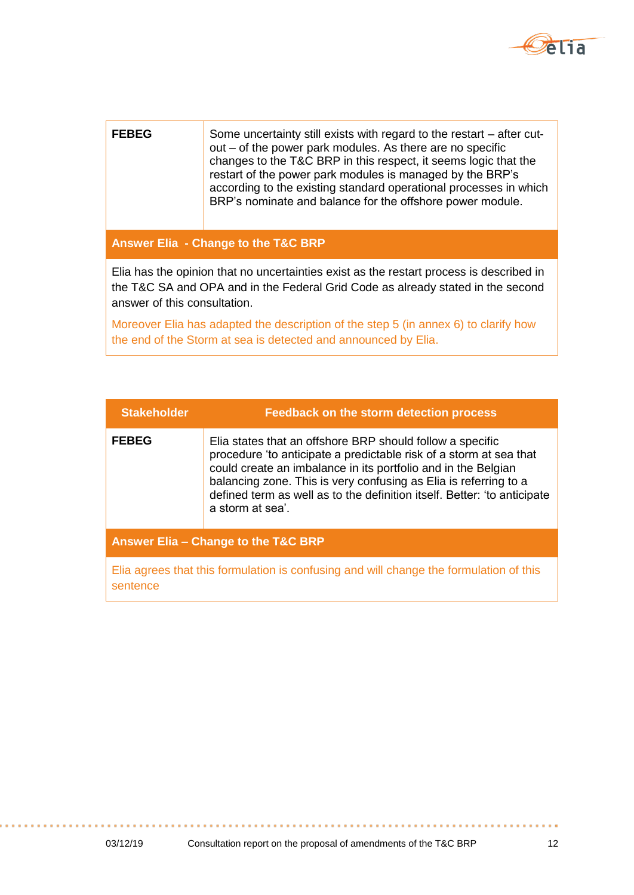| | |
|---|---|
| **FEBEG** | Some uncertainty still exists with regard to the restart – after cut-out – of the power park modules. As there are no specific changes to the T&C BRP in this respect, it seems logic that the restart of the power park modules is managed by the BRP's according to the existing standard operational processes in which BRP's nominate and balance for the offshore power module. |

**Answer Elia - Change to the T&C BRP**

Elia has the opinion that no uncertainties exist as the restart process is described in the T&C SA and OPA and in the Federal Grid Code as already stated in the second answer of this consultation.

Moreover Elia has adapted the description of the step 5 (in annex 6) to clarify how the end of the Storm at sea is detected and announced by Elia.

| Stakeholder | Feedback on the storm detection process |
|---|---|
| **FEBEG** | Elia states that an offshore BRP should follow a specific procedure 'to anticipate a predictable risk of a storm at sea that could create an imbalance in its portfolio and in the Belgian balancing zone. This is very confusing as Elia is referring to a defined term as well as to the definition itself. Better: 'to anticipate a storm at sea'. |

**Answer Elia – Change to the T&C BRP**

Elia agrees that this formulation is confusing and will change the formulation of this sentence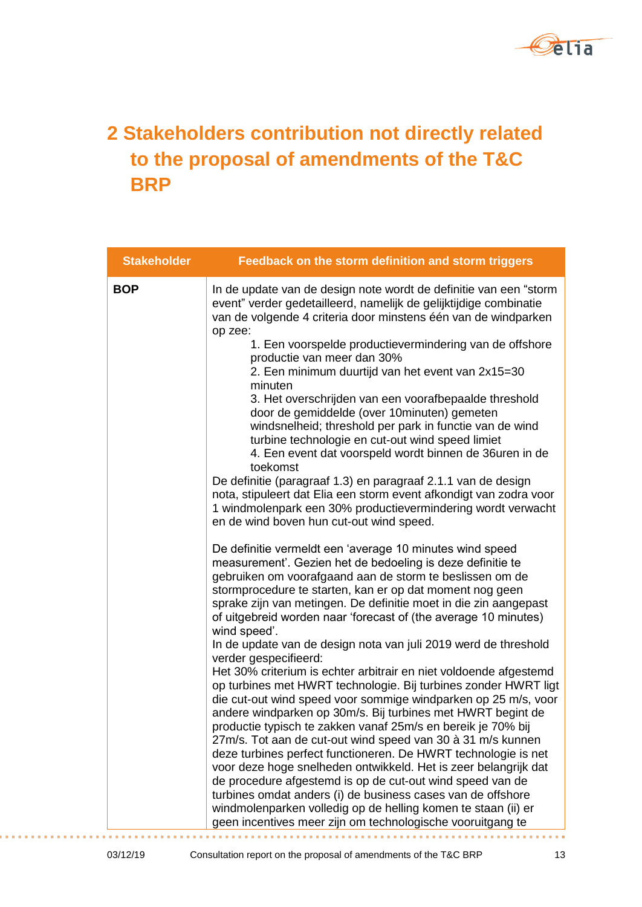# 2 Stakeholders contribution not directly related to the proposal of amendments of the T&C BRP

| Stakeholder | Feedback on the storm definition and storm triggers |
|---|---|
| **BOP** | In de update van de design note wordt de definitie van een "storm event" verder gedetailleerd, namelijk de gelijktijdige combinatie van de volgende 4 criteria door minstens één van de windparken op zee:<br>1. Een voorspelde productievermindering van de offshore productie van meer dan 30%<br>2. Een minimum duurtijd van het event van 2x15=30 minuten<br>3. Het overschrijden van een voorafbepaalde threshold door de gemiddelde (over 10minuten) gemeten windsnelheid; threshold per park in functie van de wind turbine technologie en cut-out wind speed limiet<br>4. Een event dat voorspeld wordt binnen de 36uren in de toekomst<br>De definitie (paragraaf 1.3) en paragraaf 2.1.1 van de design nota, stipuleert dat Elia een storm event afkondigt van zodra voor 1 windmolenpark een 30% productievermindering wordt verwacht en de wind boven hun cut-out wind speed.<br><br>De definitie vermeldt een 'average 10 minutes wind speed measurement'. Gezien het de bedoeling is deze definitie te gebruiken om voorafgaand aan de storm te beslissen om de stormprocedure te starten, kan er op dat moment nog geen sprake zijn van metingen. De definitie moet in die zin aangepast of uitgebreid worden naar 'forecast of (the average 10 minutes) wind speed'.<br>In de update van de design nota van juli 2019 werd de threshold verder gespecifieerd:<br>Het 30% criterium is echter arbitrair en niet voldoende afgestemd op turbines met HWRT technologie. Bij turbines zonder HWRT ligt die cut-out wind speed voor sommige windparken op 25 m/s, voor andere windparken op 30m/s. Bij turbines met HWRT begint de productie typisch te zakken vanaf 25m/s en bereik je 70% bij 27m/s. Tot aan de cut-out wind speed van 30 à 31 m/s kunnen deze turbines perfect functioneren. De HWRT technologie is net voor deze hoge snelheden ontwikkeld. Het is zeer belangrijk dat de procedure afgestemd is op de cut-out wind speed van de turbines omdat anders (i) de business cases van de offshore windmolenparken volledig op de helling komen te staan (ii) er geen incentives meer zijn om technologische vooruitgang te |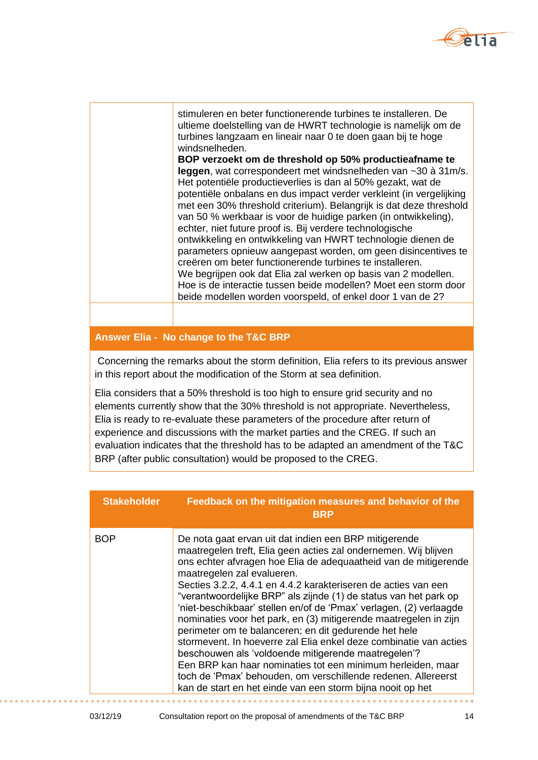| | |
|---|---|
| | stimuleren en beter functionerende turbines te installeren. De ultieme doelstelling van de HWRT technologie is namelijk om de turbines langzaam en lineair naar 0 te doen gaan bij te hoge windsnelheden.<br>**BOP verzoekt om de threshold op 50% productieafname te leggen**, wat correspondeert met windsnelheden van ~30 à 31m/s. Het potentiële productieverlies is dan al 50% gezakt, wat de potentiële onbalans en dus impact verder verkleint (in vergelijking met een 30% threshold criterium). Belangrijk is dat deze threshold van 50 % werkbaar is voor de huidige parken (in ontwikkeling), echter, niet future proof is. Bij verdere technologische ontwikkeling en ontwikkeling van HWRT technologie dienen de parameters opnieuw aangepast worden, om geen disincentives te creëren om beter functionerende turbines te installeren.<br>We begrijpen ook dat Elia zal werken op basis van 2 modellen. Hoe is de interactie tussen beide modellen? Moet een storm door beide modellen worden voorspeld, of enkel door 1 van de 2? |
| | |

**Answer Elia - No change to the T&C BRP**

Concerning the remarks about the storm definition, Elia refers to its previous answer in this report about the modification of the Storm at sea definition.

Elia considers that a 50% threshold is too high to ensure grid security and no elements currently show that the 30% threshold is not appropriate. Nevertheless, Elia is ready to re-evaluate these parameters of the procedure after return of experience and discussions with the market parties and the CREG. If such an evaluation indicates that the threshold has to be adapted an amendment of the T&C BRP (after public consultation) would be proposed to the CREG.

| Stakeholder | Feedback on the mitigation measures and behavior of the BRP |
|---|---|
| BOP | De nota gaat ervan uit dat indien een BRP mitigerende maatregelen treft, Elia geen acties zal ondernemen. Wij blijven ons echter afvragen hoe Elia de adequaatheid van de mitigerende maatregelen zal evalueren.<br>Secties 3.2.2, 4.4.1 en 4.4.2 karakteriseren de acties van een "verantwoordelijke BRP" als zijnde (1) de status van het park op 'niet-beschikbaar' stellen en/of de 'Pmax' verlagen, (2) verlaagde nominaties voor het park, en (3) mitigerende maatregelen in zijn perimeter om te balanceren; en dit gedurende het hele stormevent. In hoeverre zal Elia enkel deze combinatie van acties beschouwen als 'voldoende mitigerende maatregelen'?<br>Een BRP kan haar nominaties tot een minimum herleiden, maar toch de 'Pmax' behouden, om verschillende redenen. Allereerst kan de start en het einde van een storm bijna nooit op het |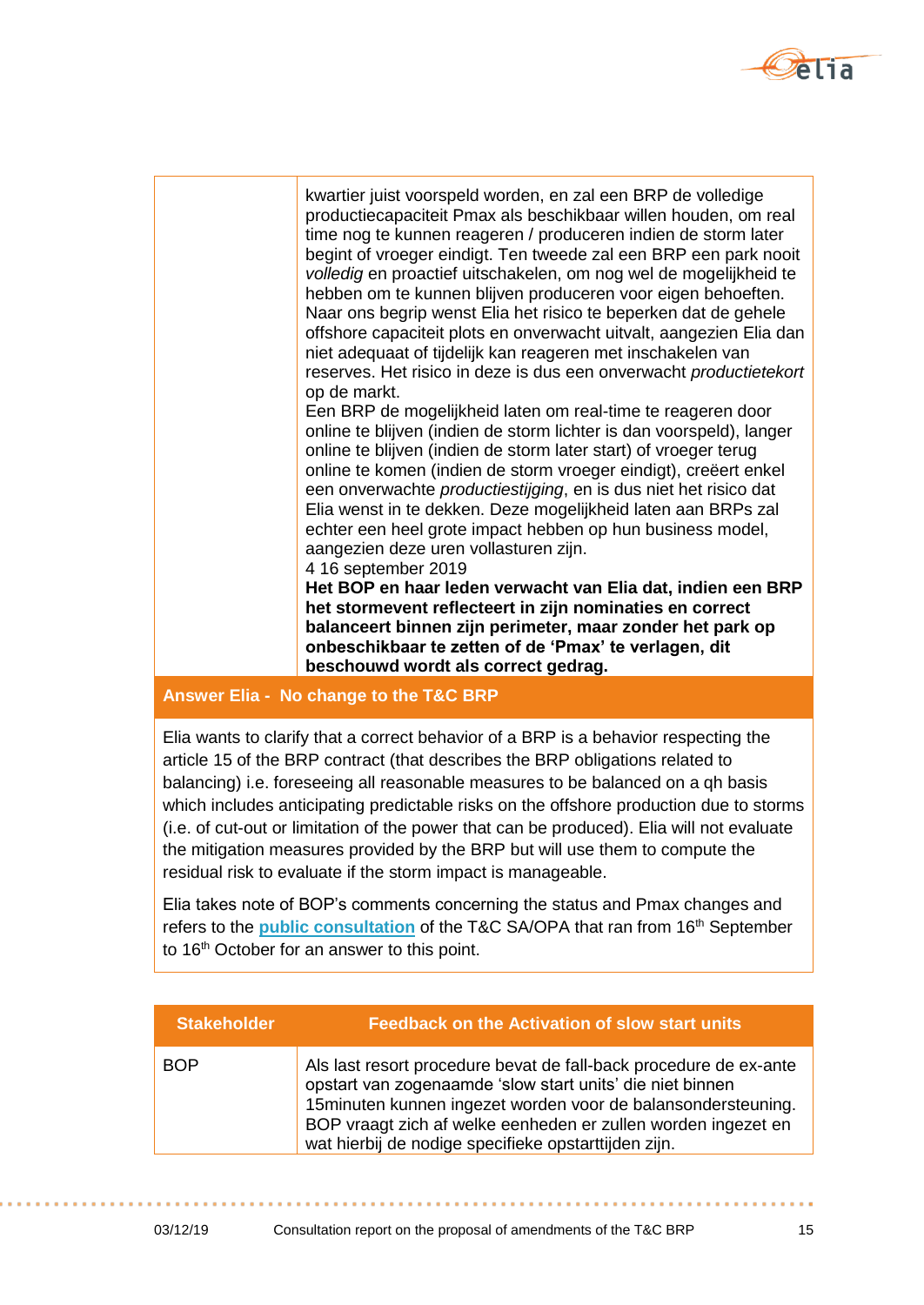| | |
|---|---|
| | kwartier juist voorspeld worden, en zal een BRP de volledige productiecapaciteit Pmax als beschikbaar willen houden, om real time nog te kunnen reageren / produceren indien de storm later begint of vroeger eindigt. Ten tweede zal een BRP een park nooit *volledig* en proactief uitschakelen, om nog wel de mogelijkheid te hebben om te kunnen blijven produceren voor eigen behoeften. Naar ons begrip wenst Elia het risico te beperken dat de gehele offshore capaciteit plots en onverwacht uitvalt, aangezien Elia dan niet adequaat of tijdelijk kan reageren met inschakelen van reserves. Het risico in deze is dus een onverwacht *productietekort* op de markt.<br>Een BRP de mogelijkheid laten om real-time te reageren door online te blijven (indien de storm lichter is dan voorspeld), langer online te blijven (indien de storm later start) of vroeger terug online te komen (indien de storm vroeger eindigt), creëert enkel een onverwachte *productiestijging*, en is dus niet het risico dat Elia wenst in te dekken. Deze mogelijkheid laten aan BRPs zal echter een heel grote impact hebben op hun business model, aangezien deze uren vollasturen zijn.<br>4 16 september 2019<br>**Het BOP en haar leden verwacht van Elia dat, indien een BRP het stormevent reflecteert in zijn nominaties en correct balanceert binnen zijn perimeter, maar zonder het park op onbeschikbaar te zetten of de 'Pmax' te verlagen, dit beschouwd wordt als correct gedrag.** |
| **Answer Elia - No change to the T&C BRP** | |
| Elia wants to clarify that a correct behavior of a BRP is a behavior respecting the article 15 of the BRP contract (that describes the BRP obligations related to balancing) i.e. foreseeing all reasonable measures to be balanced on a qh basis which includes anticipating predictable risks on the offshore production due to storms (i.e. of cut-out or limitation of the power that can be produced). Elia will not evaluate the mitigation measures provided by the BRP but will use them to compute the residual risk to evaluate if the storm impact is manageable.<br><br>Elia takes note of BOP's comments concerning the status and Pmax changes and refers to the **public consultation** of the T&C SA/OPA that ran from 16th September to 16th October for an answer to this point. | |

| Stakeholder | Feedback on the Activation of slow start units |
|---|---|
| BOP | Als last resort procedure bevat de fall-back procedure de ex-ante opstart van zogenaamde 'slow start units' die niet binnen 15minuten kunnen ingezet worden voor de balansondersteuning. BOP vraagt zich af welke eenheden er zullen worden ingezet en wat hierbij de nodige specifieke opstarttijden zijn. |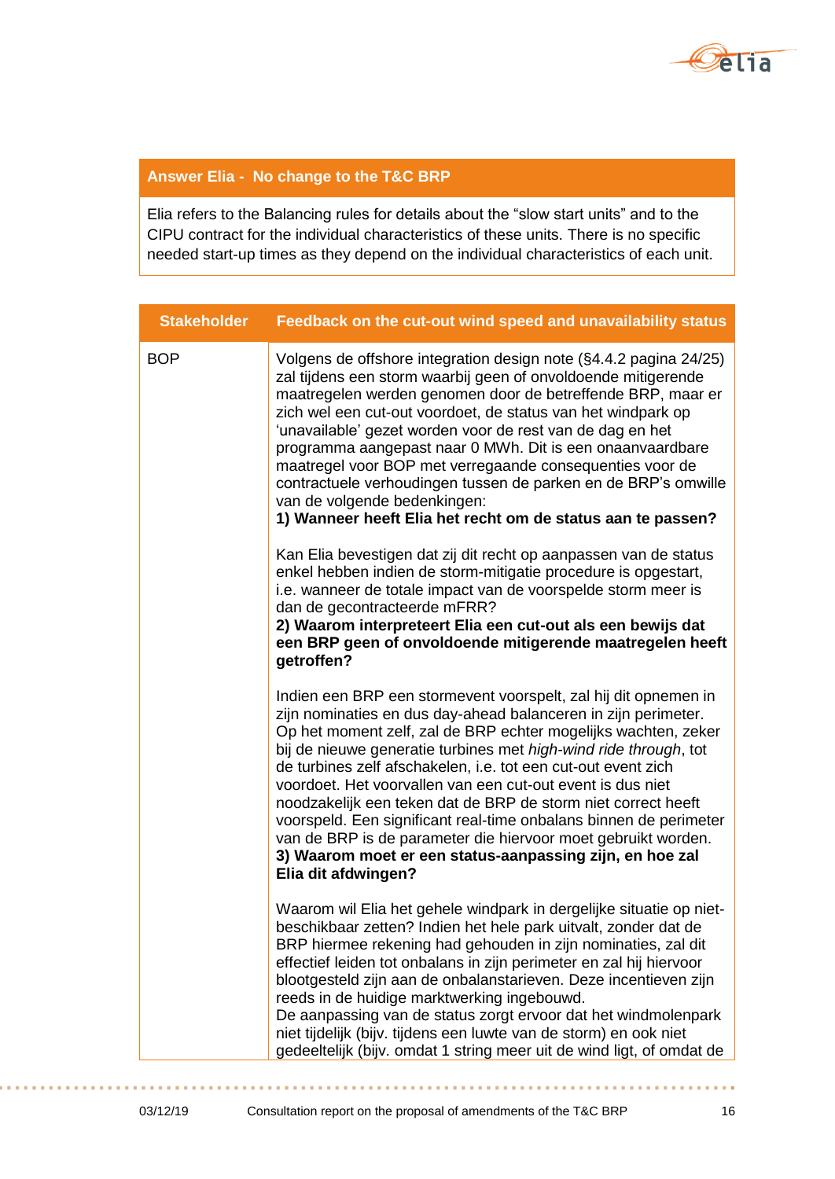| Answer Elia - No change to the T&C BRP |
|---|
| Elia refers to the Balancing rules for details about the "slow start units" and to the CIPU contract for the individual characteristics of these units. There is no specific needed start-up times as they depend on the individual characteristics of each unit. |

| Stakeholder | Feedback on the cut-out wind speed and unavailability status |
|---|---|
| BOP | Volgens de offshore integration design note (§4.4.2 pagina 24/25) zal tijdens een storm waarbij geen of onvoldoende mitigerende maatregelen werden genomen door de betreffende BRP, maar er zich wel een cut-out voordoet, de status van het windpark op 'unavailable' gezet worden voor de rest van de dag en het programma aangepast naar 0 MWh. Dit is een onaanvaardbare maatregel voor BOP met verregaande consequenties voor de contractuele verhoudingen tussen de parken en de BRP's omwille van de volgende bedenkingen:<br>**1) Wanneer heeft Elia het recht om de status aan te passen?**<br><br>Kan Elia bevestigen dat zij dit recht op aanpassen van de status enkel hebben indien de storm-mitigatie procedure is opgestart, i.e. wanneer de totale impact van de voorspelde storm meer is dan de gecontracteerde mFRR?<br>**2) Waarom interpreteert Elia een cut-out als een bewijs dat een BRP geen of onvoldoende mitigerende maatregelen heeft getroffen?**<br><br>Indien een BRP een stormevent voorspelt, zal hij dit opnemen in zijn nominaties en dus day-ahead balanceren in zijn perimeter. Op het moment zelf, zal de BRP echter mogelijks wachten, zeker bij de nieuwe generatie turbines met *high-wind ride through*, tot de turbines zelf afschakelen, i.e. tot een cut-out event zich voordoet. Het voorvallen van een cut-out event is dus niet noodzakelijk een teken dat de BRP de storm niet correct heeft voorspeld. Een significant real-time onbalans binnen de perimeter van de BRP is de parameter die hiervoor moet gebruikt worden.<br>**3) Waarom moet er een status-aanpassing zijn, en hoe zal Elia dit afdwingen?**<br><br>Waarom wil Elia het gehele windpark in dergelijke situatie op niet-beschikbaar zetten? Indien het hele park uitvalt, zonder dat de BRP hiermee rekening had gehouden in zijn nominaties, zal dit effectief leiden tot onbalans in zijn perimeter en zal hij hiervoor blootgesteld zijn aan de onbalanstarieven. Deze incentieven zijn reeds in de huidige marktwerking ingebouwd.<br>De aanpassing van de status zorgt ervoor dat het windmolenpark niet tijdelijk (bijv. tijdens een luwte van de storm) en ook niet gedeeltelijk (bijv. omdat 1 string meer uit de wind ligt, of omdat de |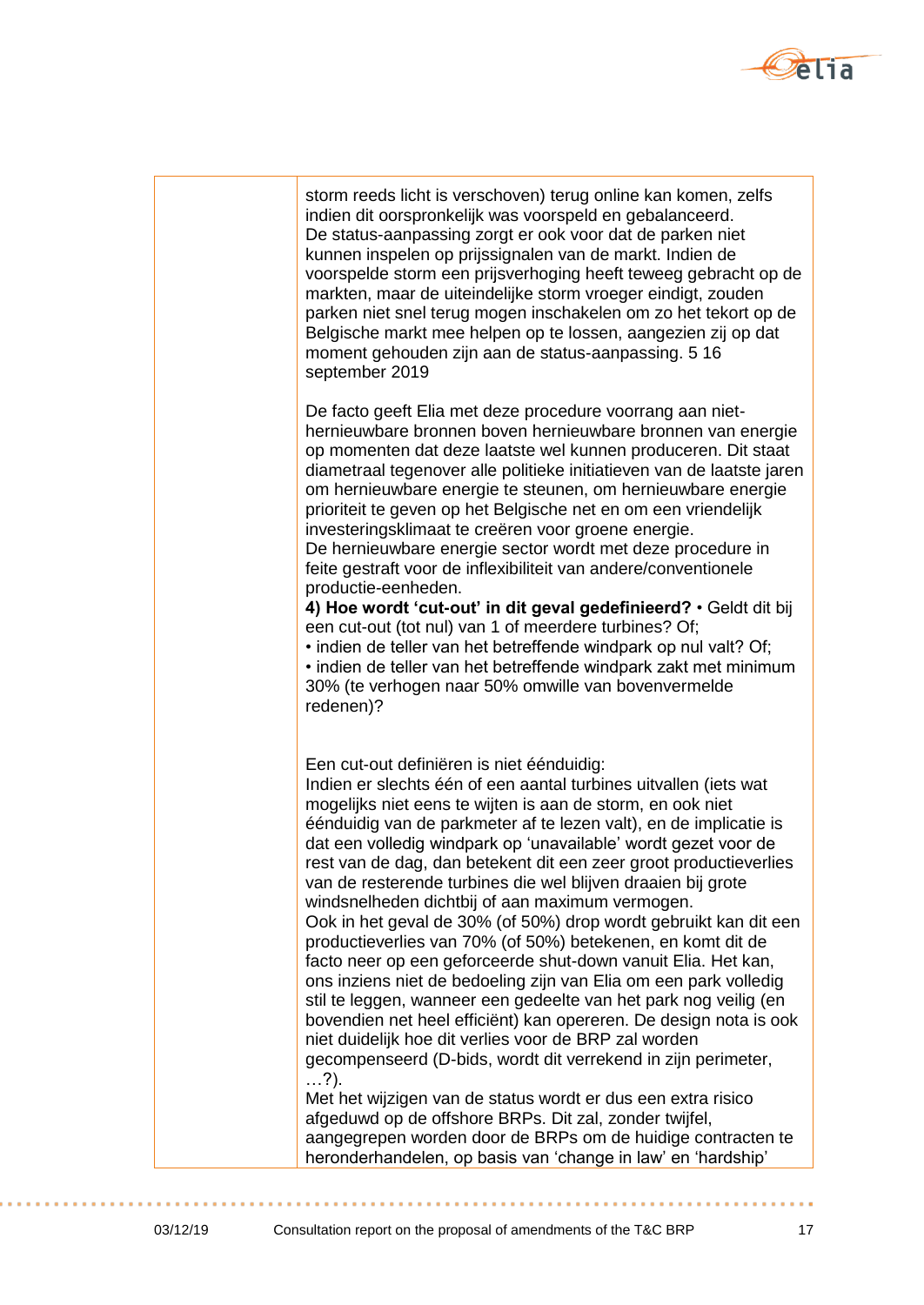| | |
|---|---|
| | storm reeds licht is verschoven) terug online kan komen, zelfs indien dit oorspronkelijk was voorspeld en gebalanceerd.<br>De status-aanpassing zorgt er ook voor dat de parken niet kunnen inspelen op prijssignalen van de markt. Indien de voorspelde storm een prijsverhoging heeft teweeg gebracht op de markten, maar de uiteindelijke storm vroeger eindigt, zouden parken niet snel terug mogen inschakelen om zo het tekort op de Belgische markt mee helpen op te lossen, aangezien zij op dat moment gehouden zijn aan de status-aanpassing. 5 16 september 2019<br><br>De facto geeft Elia met deze procedure voorrang aan niet-hernieuwbare bronnen boven hernieuwbare bronnen van energie op momenten dat deze laatste wel kunnen produceren. Dit staat diametraal tegenover alle politieke initiatieven van de laatste jaren om hernieuwbare energie te steunen, om hernieuwbare energie prioriteit te geven op het Belgische net en om een vriendelijk investeringsklimaat te creëren voor groene energie.<br>De hernieuwbare energie sector wordt met deze procedure in feite gestraft voor de inflexibiliteit van andere/conventionele productie-eenheden.<br>**4) Hoe wordt 'cut-out' in dit geval gedefinieerd?** • Geldt dit bij een cut-out (tot nul) van 1 of meerdere turbines? Of;<br>• indien de teller van het betreffende windpark op nul valt? Of;<br>• indien de teller van het betreffende windpark zakt met minimum 30% (te verhogen naar 50% omwille van bovenvermelde redenen)?<br><br>Een cut-out definiëren is niet éénduidig:<br>Indien er slechts één of een aantal turbines uitvallen (iets wat mogelijks niet eens te wijten is aan de storm, en ook niet éénduidig van de parkmeter af te lezen valt), en de implicatie is dat een volledig windpark op 'unavailable' wordt gezet voor de rest van de dag, dan betekent dit een zeer groot productieverlies van de resterende turbines die wel blijven draaien bij grote windsnelheden dichtbij of aan maximum vermogen.<br>Ook in het geval de 30% (of 50%) drop wordt gebruikt kan dit een productieverlies van 70% (of 50%) betekenen, en komt dit de facto neer op een geforceerde shut-down vanuit Elia. Het kan, ons inziens niet de bedoeling zijn van Elia om een park volledig stil te leggen, wanneer een gedeelte van het park nog veilig (en bovendien net heel efficiënt) kan opereren. De design nota is ook niet duidelijk hoe dit verlies voor de BRP zal worden gecompenseerd (D-bids, wordt dit verrekend in zijn perimeter, …?).<br>Met het wijzigen van de status wordt er dus een extra risico afgeduwd op de offshore BRPs. Dit zal, zonder twijfel, aangegrepen worden door de BRPs om de huidige contracten te heronderhandelen, op basis van 'change in law' en 'hardship' |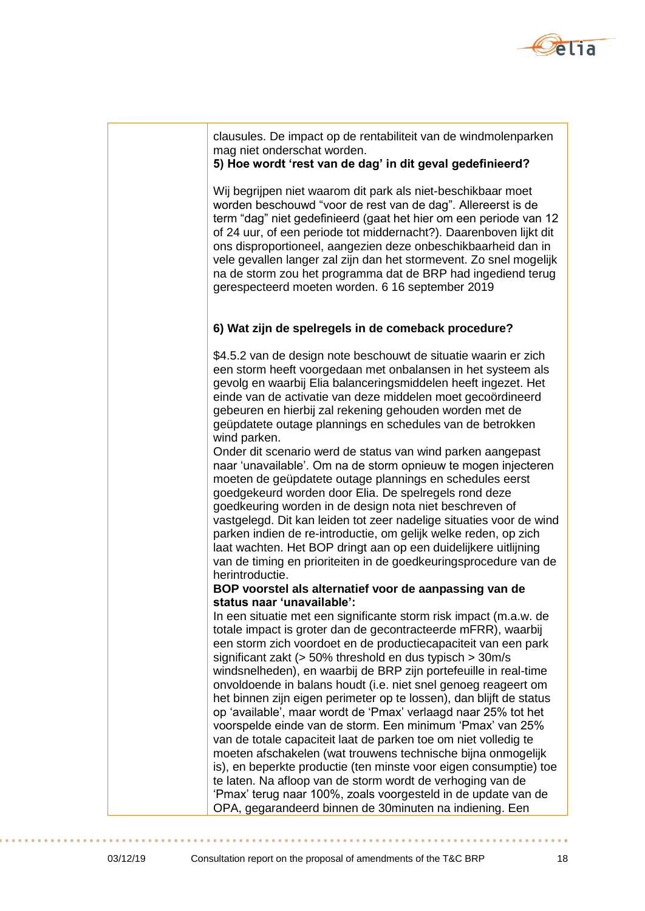| | |
|---|---|
| | clausules. De impact op de rentabiliteit van de windmolenparken mag niet onderschat worden.<br>**5) Hoe wordt 'rest van de dag' in dit geval gedefinieerd?**<br><br>Wij begrijpen niet waarom dit park als niet-beschikbaar moet worden beschouwd "voor de rest van de dag". Allereerst is de term "dag" niet gedefinieerd (gaat het hier om een periode van 12 of 24 uur, of een periode tot middernacht?). Daarenboven lijkt dit ons disproportioneel, aangezien deze onbeschikbaarheid dan in vele gevallen langer zal zijn dan het stormevent. Zo snel mogelijk na de storm zou het programma dat de BRP had ingediend terug gerespecteerd moeten worden. 6 16 september 2019<br><br>**6) Wat zijn de spelregels in de comeback procedure?**<br><br>$4.5.2 van de design note beschouwt de situatie waarin er zich een storm heeft voorgedaan met onbalansen in het systeem als gevolg en waarbij Elia balanceringsmiddelen heeft ingezet. Het einde van de activatie van deze middelen moet gecoördineerd gebeuren en hierbij zal rekening gehouden worden met de geüpdatete outage plannings en schedules van de betrokken wind parken.<br>Onder dit scenario werd de status van wind parken aangepast naar 'unavailable'. Om na de storm opnieuw te mogen injecteren moeten de geüpdatete outage plannings en schedules eerst goedgekeurd worden door Elia. De spelregels rond deze goedkeuring worden in de design nota niet beschreven of vastgelegd. Dit kan leiden tot zeer nadelige situaties voor de wind parken indien de re-introductie, om gelijk welke reden, op zich laat wachten. Het BOP dringt aan op een duidelijkere uitlijning van de timing en prioriteiten in de goedkeuringsprocedure van de herintroductie.<br>**BOP voorstel als alternatief voor de aanpassing van de status naar 'unavailable':**<br>In een situatie met een significante storm risk impact (m.a.w. de totale impact is groter dan de gecontracteerde mFRR), waarbij een storm zich voordoet en de productiecapaciteit van een park significant zakt (> 50% threshold en dus typisch > 30m/s windsnelheden), en waarbij de BRP zijn portefeuille in real-time onvoldoende in balans houdt (i.e. niet snel genoeg reageert om het binnen zijn eigen perimeter op te lossen), dan blijft de status op 'available', maar wordt de 'Pmax' verlaagd naar 25% tot het voorspelde einde van de storm. Een minimum 'Pmax' van 25% van de totale capaciteit laat de parken toe om niet volledig te moeten afschakelen (wat trouwens technische bijna onmogelijk is), en beperkte productie (ten minste voor eigen consumptie) toe te laten. Na afloop van de storm wordt de verhoging van de 'Pmax' terug naar 100%, zoals voorgesteld in de update van de OPA, gegarandeerd binnen de 30minuten na indiening. Een |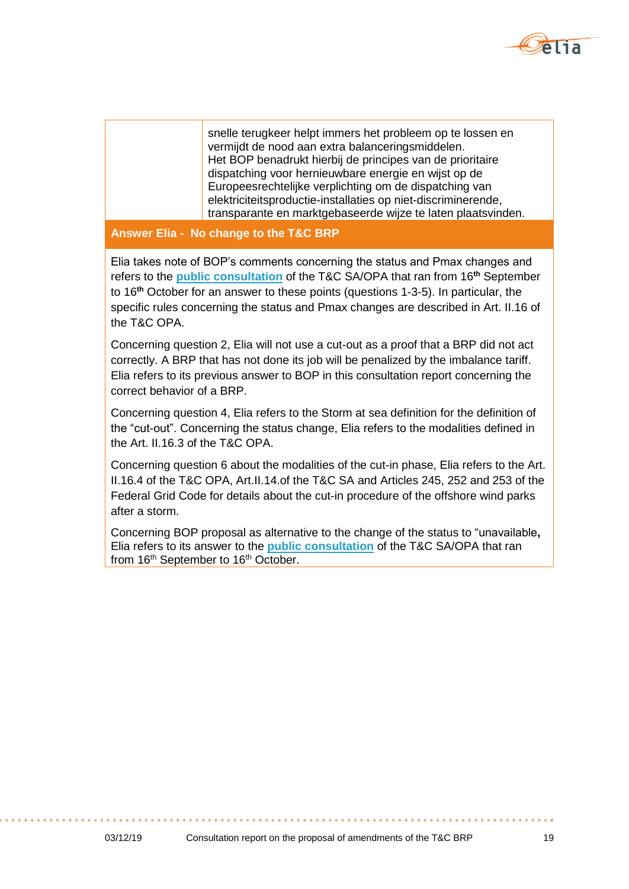| | |
|---|---|
| | snelle terugkeer helpt immers het probleem op te lossen en vermijdt de nood aan extra balanceringsmiddelen. Het BOP benadrukt hierbij de principes van de prioritaire dispatching voor hernieuwbare energie en wijst op de Europeesrechtelijke verplichting om de dispatching van elektriciteitsproductie-installaties op niet-discriminerende, transparante en marktgebaseerde wijze te laten plaatsvinden. |

**Answer Elia - No change to the T&C BRP**

Elia takes note of BOP's comments concerning the status and Pmax changes and refers to the **public consultation** of the T&C SA/OPA that ran from 16th September to 16th October for an answer to these points (questions 1-3-5). In particular, the specific rules concerning the status and Pmax changes are described in Art. II.16 of the T&C OPA.

Concerning question 2, Elia will not use a cut-out as a proof that a BRP did not act correctly. A BRP that has not done its job will be penalized by the imbalance tariff. Elia refers to its previous answer to BOP in this consultation report concerning the correct behavior of a BRP.

Concerning question 4, Elia refers to the Storm at sea definition for the definition of the "cut-out". Concerning the status change, Elia refers to the modalities defined in the Art. II.16.3 of the T&C OPA.

Concerning question 6 about the modalities of the cut-in phase, Elia refers to the Art. II.16.4 of the T&C OPA, Art.II.14.of the T&C SA and Articles 245, 252 and 253 of the Federal Grid Code for details about the cut-in procedure of the offshore wind parks after a storm.

Concerning BOP proposal as alternative to the change of the status to "unavailable**,** Elia refers to its answer to the **public consultation** of the T&C SA/OPA that ran from 16th September to 16th October.